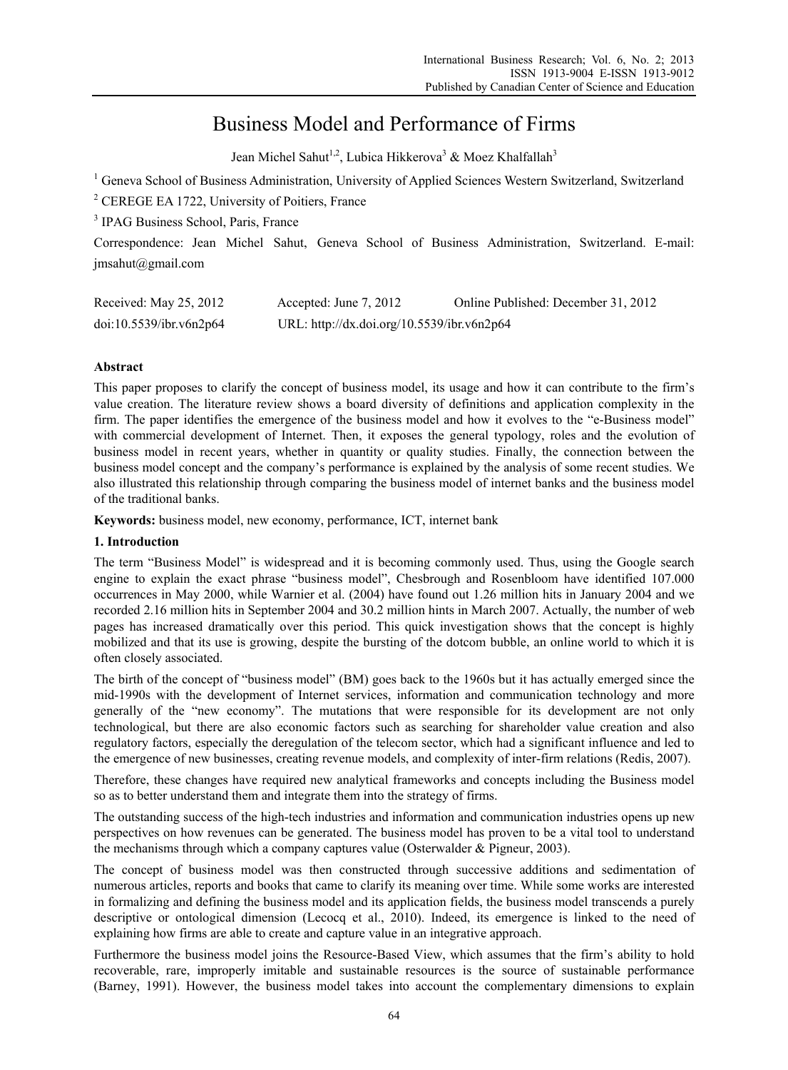# Business Model and Performance of Firms

Jean Michel Sahut[1,2], Lubica Hikkerova[3] & Moez Khalfallah[3]

[1] Geneva School of Business Administration, University of Applied Sciences Western Switzerland, Switzerland

[2] CEREGE EA 1722, University of Poitiers, France

[3] IPAG Business School, Paris, France

Correspondence: Jean Michel Sahut, Geneva School of Business Administration, Switzerland. E-mail: jmsahut@gmail.com

Received: May 25, 2012 Accepted: June 7, 2012 Online Published: December 31, 2012

doi:10.5539/ibr.v6n2p64 URL: http://dx.doi.org/10.5539/ibr.v6n2p64

**Abstract**

This paper proposes to clarify the concept of business model, its usage and how it can contribute to the firm's value creation. The literature review shows a board diversity of definitions and application complexity in the firm. The paper identifies the emergence of the business model and how it evolves to the "e-Business model" with commercial development of Internet. Then, it exposes the general typology, roles and the evolution of business model in recent years, whether in quantity or quality studies. Finally, the connection between the business model concept and the company's performance is explained by the analysis of some recent studies. We also illustrated this relationship through comparing the business model of internet banks and the business model of the traditional banks.

**Keywords:** business model, new economy, performance, ICT, internet bank

## 1. Introduction

The term "Business Model" is widespread and it is becoming commonly used. Thus, using the Google search engine to explain the exact phrase "business model", Chesbrough and Rosenbloom have identified 107.000 occurrences in May 2000, while Warnier et al. (2004) have found out 1.26 million hits in January 2004 and we recorded 2.16 million hits in September 2004 and 30.2 million hints in March 2007. Actually, the number of web pages has increased dramatically over this period. This quick investigation shows that the concept is highly mobilized and that its use is growing, despite the bursting of the dotcom bubble, an online world to which it is often closely associated.

The birth of the concept of "business model" (BM) goes back to the 1960s but it has actually emerged since the mid-1990s with the development of Internet services, information and communication technology and more generally of the "new economy". The mutations that were responsible for its development are not only technological, but there are also economic factors such as searching for shareholder value creation and also regulatory factors, especially the deregulation of the telecom sector, which had a significant influence and led to the emergence of new businesses, creating revenue models, and complexity of inter-firm relations (Redis, 2007).

Therefore, these changes have required new analytical frameworks and concepts including the Business model so as to better understand them and integrate them into the strategy of firms.

The outstanding success of the high-tech industries and information and communication industries opens up new perspectives on how revenues can be generated. The business model has proven to be a vital tool to understand the mechanisms through which a company captures value (Osterwalder & Pigneur, 2003).

The concept of business model was then constructed through successive additions and sedimentation of numerous articles, reports and books that came to clarify its meaning over time. While some works are interested in formalizing and defining the business model and its application fields, the business model transcends a purely descriptive or ontological dimension (Lecocq et al., 2010). Indeed, its emergence is linked to the need of explaining how firms are able to create and capture value in an integrative approach.

Furthermore the business model joins the Resource-Based View, which assumes that the firm's ability to hold recoverable, rare, improperly imitable and sustainable resources is the source of sustainable performance (Barney, 1991). However, the business model takes into account the complementary dimensions to explain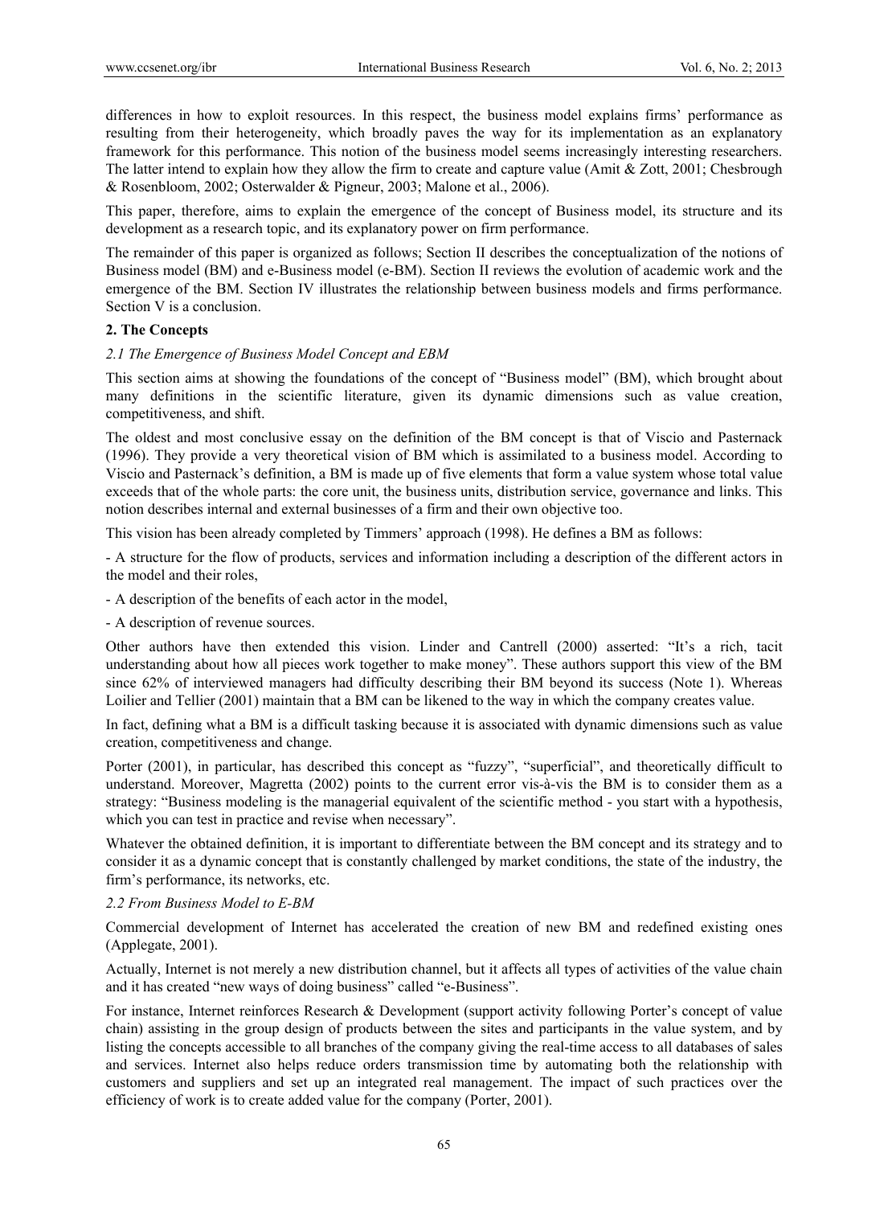differences in how to exploit resources. In this respect, the business model explains firms' performance as resulting from their heterogeneity, which broadly paves the way for its implementation as an explanatory framework for this performance. This notion of the business model seems increasingly interesting researchers. The latter intend to explain how they allow the firm to create and capture value (Amit & Zott, 2001; Chesbrough & Rosenbloom, 2002; Osterwalder & Pigneur, 2003; Malone et al., 2006).

This paper, therefore, aims to explain the emergence of the concept of Business model, its structure and its development as a research topic, and its explanatory power on firm performance.

The remainder of this paper is organized as follows; Section II describes the conceptualization of the notions of Business model (BM) and e-Business model (e-BM). Section II reviews the evolution of academic work and the emergence of the BM. Section IV illustrates the relationship between business models and firms performance. Section V is a conclusion.

## 2. The Concepts

### *2.1 The Emergence of Business Model Concept and EBM*

This section aims at showing the foundations of the concept of "Business model" (BM), which brought about many definitions in the scientific literature, given its dynamic dimensions such as value creation, competitiveness, and shift.

The oldest and most conclusive essay on the definition of the BM concept is that of Viscio and Pasternack (1996). They provide a very theoretical vision of BM which is assimilated to a business model. According to Viscio and Pasternack's definition, a BM is made up of five elements that form a value system whose total value exceeds that of the whole parts: the core unit, the business units, distribution service, governance and links. This notion describes internal and external businesses of a firm and their own objective too.

This vision has been already completed by Timmers' approach (1998). He defines a BM as follows:

- A structure for the flow of products, services and information including a description of the different actors in the model and their roles,
- A description of the benefits of each actor in the model,
- A description of revenue sources.

Other authors have then extended this vision. Linder and Cantrell (2000) asserted: "It's a rich, tacit understanding about how all pieces work together to make money". These authors support this view of the BM since 62% of interviewed managers had difficulty describing their BM beyond its success (Note 1). Whereas Loilier and Tellier (2001) maintain that a BM can be likened to the way in which the company creates value.

In fact, defining what a BM is a difficult tasking because it is associated with dynamic dimensions such as value creation, competitiveness and change.

Porter (2001), in particular, has described this concept as "fuzzy", "superficial", and theoretically difficult to understand. Moreover, Magretta (2002) points to the current error vis-à-vis the BM is to consider them as a strategy: "Business modeling is the managerial equivalent of the scientific method - you start with a hypothesis, which you can test in practice and revise when necessary".

Whatever the obtained definition, it is important to differentiate between the BM concept and its strategy and to consider it as a dynamic concept that is constantly challenged by market conditions, the state of the industry, the firm's performance, its networks, etc.

### *2.2 From Business Model to E-BM*

Commercial development of Internet has accelerated the creation of new BM and redefined existing ones (Applegate, 2001).

Actually, Internet is not merely a new distribution channel, but it affects all types of activities of the value chain and it has created "new ways of doing business" called "e-Business".

For instance, Internet reinforces Research & Development (support activity following Porter's concept of value chain) assisting in the group design of products between the sites and participants in the value system, and by listing the concepts accessible to all branches of the company giving the real-time access to all databases of sales and services. Internet also helps reduce orders transmission time by automating both the relationship with customers and suppliers and set up an integrated real management. The impact of such practices over the efficiency of work is to create added value for the company (Porter, 2001).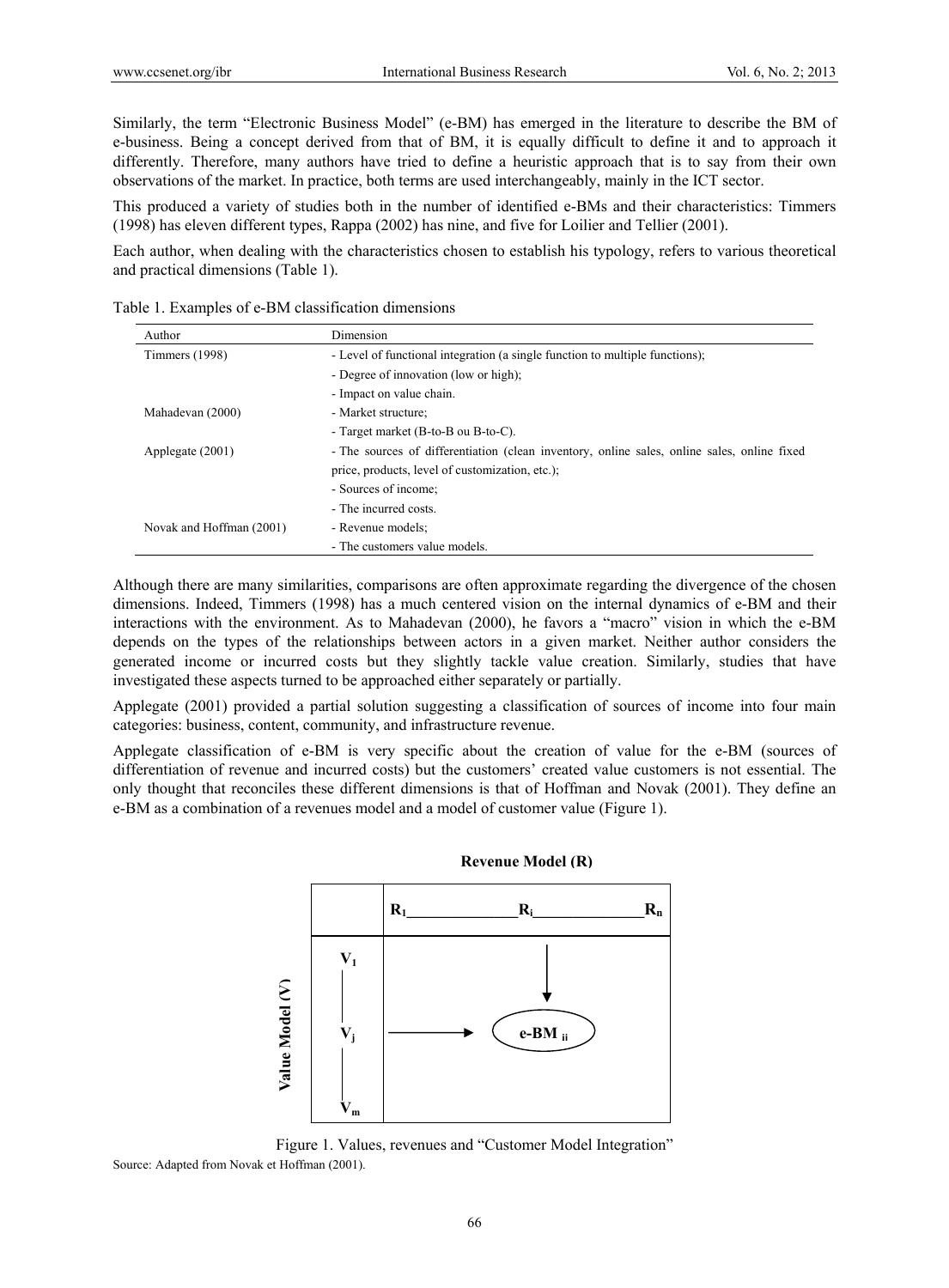Similarly, the term "Electronic Business Model" (e-BM) has emerged in the literature to describe the BM of e-business. Being a concept derived from that of BM, it is equally difficult to define it and to approach it differently. Therefore, many authors have tried to define a heuristic approach that is to say from their own observations of the market. In practice, both terms are used interchangeably, mainly in the ICT sector.

This produced a variety of studies both in the number of identified e-BMs and their characteristics: Timmers (1998) has eleven different types, Rappa (2002) has nine, and five for Loilier and Tellier (2001).

Each author, when dealing with the characteristics chosen to establish his typology, refers to various theoretical and practical dimensions (Table 1).

Table 1. Examples of e-BM classification dimensions

| Author | Dimension |
|---|---|
| Timmers (1998) | - Level of functional integration (a single function to multiple functions); |
| | - Degree of innovation (low or high); |
| | - Impact on value chain. |
| Mahadevan (2000) | - Market structure; |
| | - Target market (B-to-B ou B-to-C). |
| Applegate (2001) | - The sources of differentiation (clean inventory, online sales, online sales, online fixed price, products, level of customization, etc.); |
| | - Sources of income; |
| | - The incurred costs. |
| Novak and Hoffman (2001) | - Revenue models; |
| | - The customers value models. |

Although there are many similarities, comparisons are often approximate regarding the divergence of the chosen dimensions. Indeed, Timmers (1998) has a much centered vision on the internal dynamics of e-BM and their interactions with the environment. As to Mahadevan (2000), he favors a "macro" vision in which the e-BM depends on the types of the relationships between actors in a given market. Neither author considers the generated income or incurred costs but they slightly tackle value creation. Similarly, studies that have investigated these aspects turned to be approached either separately or partially.

Applegate (2001) provided a partial solution suggesting a classification of sources of income into four main categories: business, content, community, and infrastructure revenue.

Applegate classification of e-BM is very specific about the creation of value for the e-BM (sources of differentiation of revenue and incurred costs) but the customers' created value customers is not essential. The only thought that reconciles these different dimensions is that of Hoffman and Novak (2001). They define an e-BM as a combination of a revenues model and a model of customer value (Figure 1).

**Revenue Model (R)**

| | $R_1$ ______ $R_i$ ______ $R_n$ |
|---|---|
| **Value Model (V)** $V_1$ — $V_j$ — $V_m$ | $V_j$ → e-BM $_{ii}$ ← $R_i$ |

Figure 1. Values, revenues and "Customer Model Integration"

Source: Adapted from Novak et Hoffman (2001).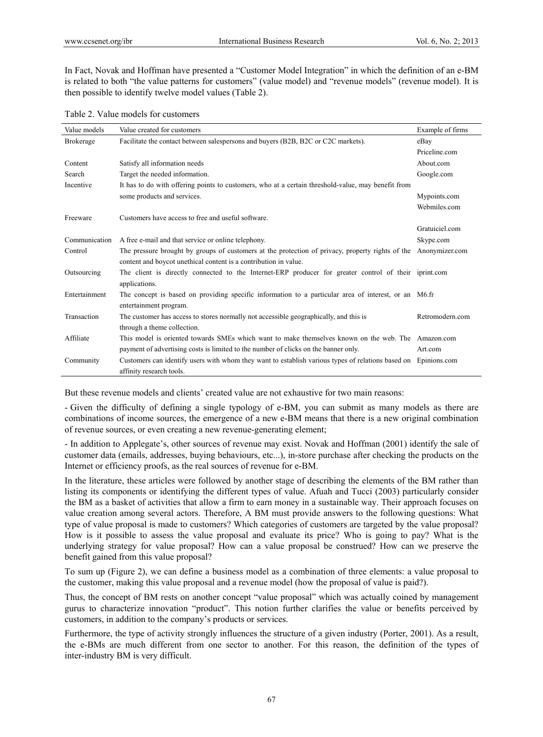In Fact, Novak and Hoffman have presented a "Customer Model Integration" in which the definition of an e-BM is related to both "the value patterns for customers" (value model) and "revenue models" (revenue model). It is then possible to identify twelve model values (Table 2).

Table 2. Value models for customers

| Value models | Value created for customers | Example of firms |
|---|---|---|
| Brokerage | Facilitate the contact between salespersons and buyers (B2B, B2C or C2C markets). | eBay<br>Priceline.com |
| Content | Satisfy all information needs | About.com |
| Search | Target the needed information. | Google.com |
| Incentive | It has to do with offering points to customers, who at a certain threshold-value, may benefit from some products and services. | Mypoints.com<br>Webmiles.com |
| Freeware | Customers have access to free and useful software. | Gratuiciel.com |
| Communication | A free e-mail and that service or online telephony. | Skype.com |
| Control | The pressure brought by groups of customers at the protection of privacy, property rights of the content and boycot unethical content is a contribution in value. | Anonymizer.com |
| Outsourcing | The client is directly connected to the Internet-ERP producer for greater control of their applications. | iprint.com |
| Entertainment | The concept is based on providing specific information to a particular area of interest, or an entertainment program. | M6.fr |
| Transaction | The customer has access to stores normally not accessible geographically, and this is through a theme collection. | Retromodern.com |
| Affiliate | This model is oriented towards SMEs which want to make themselves known on the web. The payment of advertising costs is limited to the number of clicks on the banner only. | Amazon.com<br>Art.com |
| Community | Customers can identify users with whom they want to establish various types of relations based on affinity research tools. | Epinions.com |

But these revenue models and clients' created value are not exhaustive for two main reasons:

- Given the difficulty of defining a single typology of e-BM, you can submit as many models as there are combinations of income sources, the emergence of a new e-BM means that there is a new original combination of revenue sources, or even creating a new revenue-generating element;

- In addition to Applegate's, other sources of revenue may exist. Novak and Hoffman (2001) identify the sale of customer data (emails, addresses, buying behaviours, etc...), in-store purchase after checking the products on the Internet or efficiency proofs, as the real sources of revenue for e-BM.

In the literature, these articles were followed by another stage of describing the elements of the BM rather than listing its components or identifying the different types of value. Afuah and Tucci (2003) particularly consider the BM as a basket of activities that allow a firm to earn money in a sustainable way. Their approach focuses on value creation among several actors. Therefore, A BM must provide answers to the following questions: What type of value proposal is made to customers? Which categories of customers are targeted by the value proposal? How is it possible to assess the value proposal and evaluate its price? Who is going to pay? What is the underlying strategy for value proposal? How can a value proposal be construed? How can we preserve the benefit gained from this value proposal?

To sum up (Figure 2), we can define a business model as a combination of three elements: a value proposal to the customer, making this value proposal and a revenue model (how the proposal of value is paid?).

Thus, the concept of BM rests on another concept "value proposal" which was actually coined by management gurus to characterize innovation "product". This notion further clarifies the value or benefits perceived by customers, in addition to the company's products or services.

Furthermore, the type of activity strongly influences the structure of a given industry (Porter, 2001). As a result, the e-BMs are much different from one sector to another. For this reason, the definition of the types of inter-industry BM is very difficult.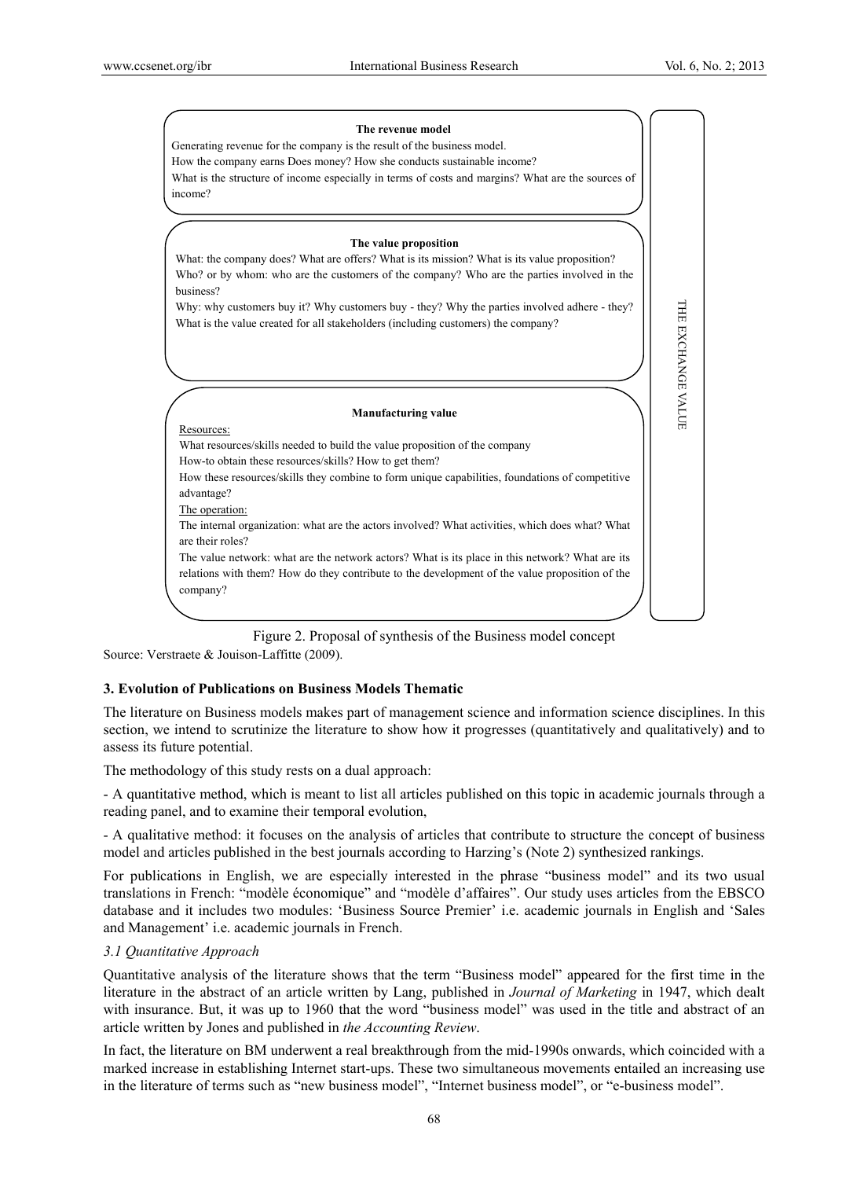**The revenue model**

Generating revenue for the company is the result of the business model.

How the company earns Does money? How she conducts sustainable income?

What is the structure of income especially in terms of costs and margins? What are the sources of income?

**The value proposition**

What: the company does? What are offers? What is its mission? What is its value proposition?

Who? or by whom: who are the customers of the company? Who are the parties involved in the business?

Why: why customers buy it? Why customers buy - they? Why the parties involved adhere - they? What is the value created for all stakeholders (including customers) the company?

**Manufacturing value**

Resources:

What resources/skills needed to build the value proposition of the company

How-to obtain these resources/skills? How to get them?

How these resources/skills they combine to form unique capabilities, foundations of competitive advantage?

The operation:

The internal organization: what are the actors involved? What activities, which does what? What are their roles?

The value network: what are the network actors? What is its place in this network? What are its relations with them? How do they contribute to the development of the value proposition of the company?

THE EXCHANGE VALUE

Figure 2. Proposal of synthesis of the Business model concept

Source: Verstraete & Jouison-Laffitte (2009).

### 3. Evolution of Publications on Business Models Thematic

The literature on Business models makes part of management science and information science disciplines. In this section, we intend to scrutinize the literature to show how it progresses (quantitatively and qualitatively) and to assess its future potential.

The methodology of this study rests on a dual approach:

- A quantitative method, which is meant to list all articles published on this topic in academic journals through a reading panel, and to examine their temporal evolution,

- A qualitative method: it focuses on the analysis of articles that contribute to structure the concept of business model and articles published in the best journals according to Harzing's (Note 2) synthesized rankings.

For publications in English, we are especially interested in the phrase "business model" and its two usual translations in French: "modèle économique" and "modèle d'affaires". Our study uses articles from the EBSCO database and it includes two modules: 'Business Source Premier' i.e. academic journals in English and 'Sales and Management' i.e. academic journals in French.

#### *3.1 Quantitative Approach*

Quantitative analysis of the literature shows that the term "Business model" appeared for the first time in the literature in the abstract of an article written by Lang, published in *Journal of Marketing* in 1947, which dealt with insurance. But, it was up to 1960 that the word "business model" was used in the title and abstract of an article written by Jones and published in *the Accounting Review*.

In fact, the literature on BM underwent a real breakthrough from the mid-1990s onwards, which coincided with a marked increase in establishing Internet start-ups. These two simultaneous movements entailed an increasing use in the literature of terms such as "new business model", "Internet business model", or "e-business model".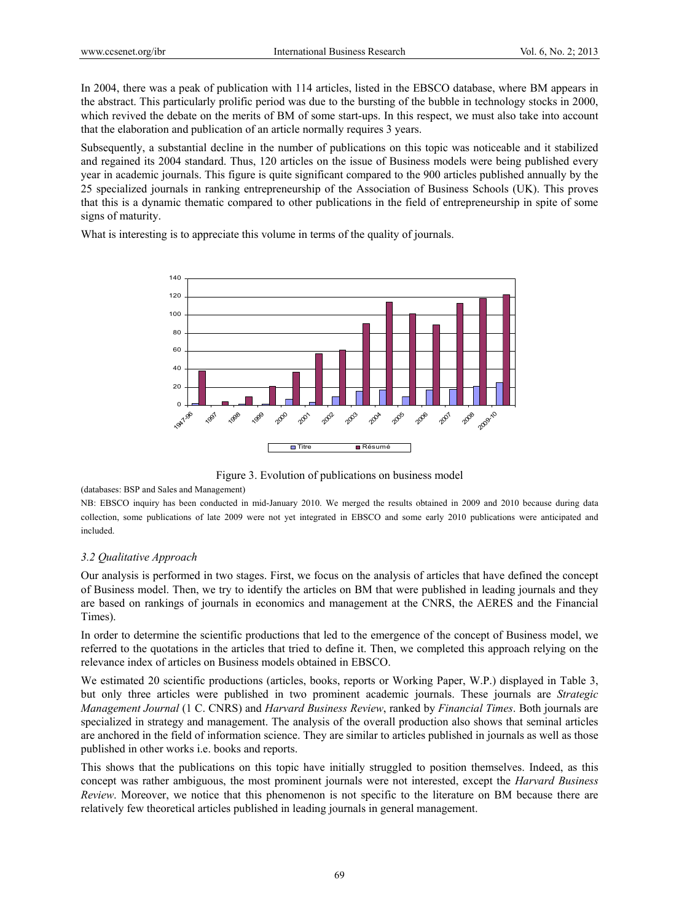In 2004, there was a peak of publication with 114 articles, listed in the EBSCO database, where BM appears in the abstract. This particularly prolific period was due to the bursting of the bubble in technology stocks in 2000, which revived the debate on the merits of BM of some start-ups. In this respect, we must also take into account that the elaboration and publication of an article normally requires 3 years.

Subsequently, a substantial decline in the number of publications on this topic was noticeable and it stabilized and regained its 2004 standard. Thus, 120 articles on the issue of Business models were being published every year in academic journals. This figure is quite significant compared to the 900 articles published annually by the 25 specialized journals in ranking entrepreneurship of the Association of Business Schools (UK). This proves that this is a dynamic thematic compared to other publications in the field of entrepreneurship in spite of some signs of maturity.

What is interesting is to appreciate this volume in terms of the quality of journals.

Figure 3. Evolution of publications on business model

(databases: BSP and Sales and Management)

NB: EBSCO inquiry has been conducted in mid-January 2010. We merged the results obtained in 2009 and 2010 because during data collection, some publications of late 2009 were not yet integrated in EBSCO and some early 2010 publications were anticipated and included.

### *3.2 Qualitative Approach*

Our analysis is performed in two stages. First, we focus on the analysis of articles that have defined the concept of Business model. Then, we try to identify the articles on BM that were published in leading journals and they are based on rankings of journals in economics and management at the CNRS, the AERES and the Financial Times).

In order to determine the scientific productions that led to the emergence of the concept of Business model, we referred to the quotations in the articles that tried to define it. Then, we completed this approach relying on the relevance index of articles on Business models obtained in EBSCO.

We estimated 20 scientific productions (articles, books, reports or Working Paper, W.P.) displayed in Table 3, but only three articles were published in two prominent academic journals. These journals are *Strategic Management Journal* (1 C. CNRS) and *Harvard Business Review*, ranked by *Financial Times*. Both journals are specialized in strategy and management. The analysis of the overall production also shows that seminal articles are anchored in the field of information science. They are similar to articles published in journals as well as those published in other works i.e. books and reports.

This shows that the publications on this topic have initially struggled to position themselves. Indeed, as this concept was rather ambiguous, the most prominent journals were not interested, except the *Harvard Business Review*. Moreover, we notice that this phenomenon is not specific to the literature on BM because there are relatively few theoretical articles published in leading journals in general management.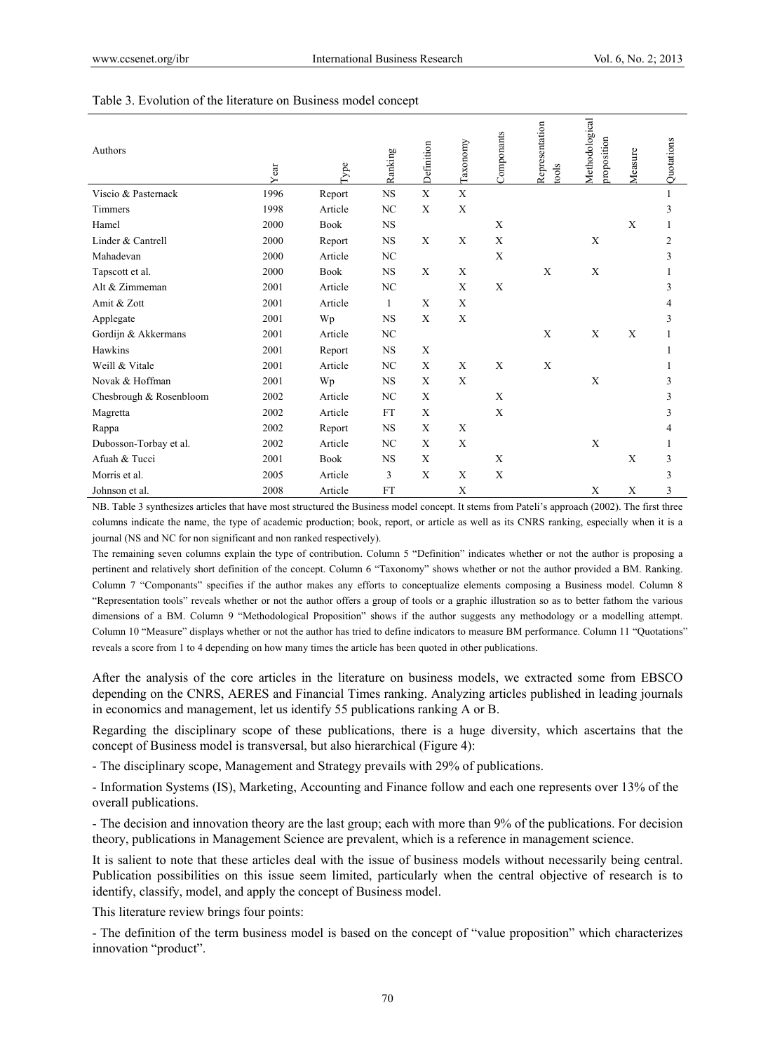Table 3. Evolution of the literature on Business model concept

| Authors | Year | Type | Ranking | Definition | Taxonomy | Componants | Representation tools | Methodological proposition | Measure | Quotations |
|---|---|---|---|---|---|---|---|---|---|---|
| Viscio & Pasternack | 1996 | Report | NS | X | X | | | | | 1 |
| Timmers | 1998 | Article | NC | X | X | | | | | 3 |
| Hamel | 2000 | Book | NS | | | X | | | X | 1 |
| Linder & Cantrell | 2000 | Report | NS | X | X | X | | X | | 2 |
| Mahadevan | 2000 | Article | NC | | | X | | | | 3 |
| Tapscott et al. | 2000 | Book | NS | X | X | | X | X | | 1 |
| Alt & Zimmeman | 2001 | Article | NC | | X | X | | | | 3 |
| Amit & Zott | 2001 | Article | 1 | X | X | | | | | 4 |
| Applegate | 2001 | Wp | NS | X | X | | | | | 3 |
| Gordijn & Akkermans | 2001 | Article | NC | | | | X | X | X | 1 |
| Hawkins | 2001 | Report | NS | X | | | | | | 1 |
| Weill & Vitale | 2001 | Article | NC | X | X | X | X | | | 1 |
| Novak & Hoffman | 2001 | Wp | NS | X | X | | | X | | 3 |
| Chesbrough & Rosenbloom | 2002 | Article | NC | X | | X | | | | 3 |
| Magretta | 2002 | Article | FT | X | | X | | | | 3 |
| Rappa | 2002 | Report | NS | X | X | | | | | 4 |
| Dubosson-Torbay et al. | 2002 | Article | NC | X | X | | | X | | 1 |
| Afuah & Tucci | 2001 | Book | NS | X | | X | | | X | 3 |
| Morris et al. | 2005 | Article | 3 | X | X | X | | | | 3 |
| Johnson et al. | 2008 | Article | FT | | X | | | X | X | 3 |

NB. Table 3 synthesizes articles that have most structured the Business model concept. It stems from Pateli's approach (2002). The first three columns indicate the name, the type of academic production; book, report, or article as well as its CNRS ranking, especially when it is a journal (NS and NC for non significant and non ranked respectively).

The remaining seven columns explain the type of contribution. Column 5 "Definition" indicates whether or not the author is proposing a pertinent and relatively short definition of the concept. Column 6 "Taxonomy" shows whether or not the author provided a BM. Ranking. Column 7 "Componants" specifies if the author makes any efforts to conceptualize elements composing a Business model. Column 8 "Representation tools" reveals whether or not the author offers a group of tools or a graphic illustration so as to better fathom the various dimensions of a BM. Column 9 "Methodological Proposition" shows if the author suggests any methodology or a modelling attempt. Column 10 "Measure" displays whether or not the author has tried to define indicators to measure BM performance. Column 11 "Quotations" reveals a score from 1 to 4 depending on how many times the article has been quoted in other publications.

After the analysis of the core articles in the literature on business models, we extracted some from EBSCO depending on the CNRS, AERES and Financial Times ranking. Analyzing articles published in leading journals in economics and management, let us identify 55 publications ranking A or B.

Regarding the disciplinary scope of these publications, there is a huge diversity, which ascertains that the concept of Business model is transversal, but also hierarchical (Figure 4):

- The disciplinary scope, Management and Strategy prevails with 29% of publications.

- Information Systems (IS), Marketing, Accounting and Finance follow and each one represents over 13% of the overall publications.

- The decision and innovation theory are the last group; each with more than 9% of the publications. For decision theory, publications in Management Science are prevalent, which is a reference in management science.

It is salient to note that these articles deal with the issue of business models without necessarily being central. Publication possibilities on this issue seem limited, particularly when the central objective of research is to identify, classify, model, and apply the concept of Business model.

This literature review brings four points:

- The definition of the term business model is based on the concept of "value proposition" which characterizes innovation "product".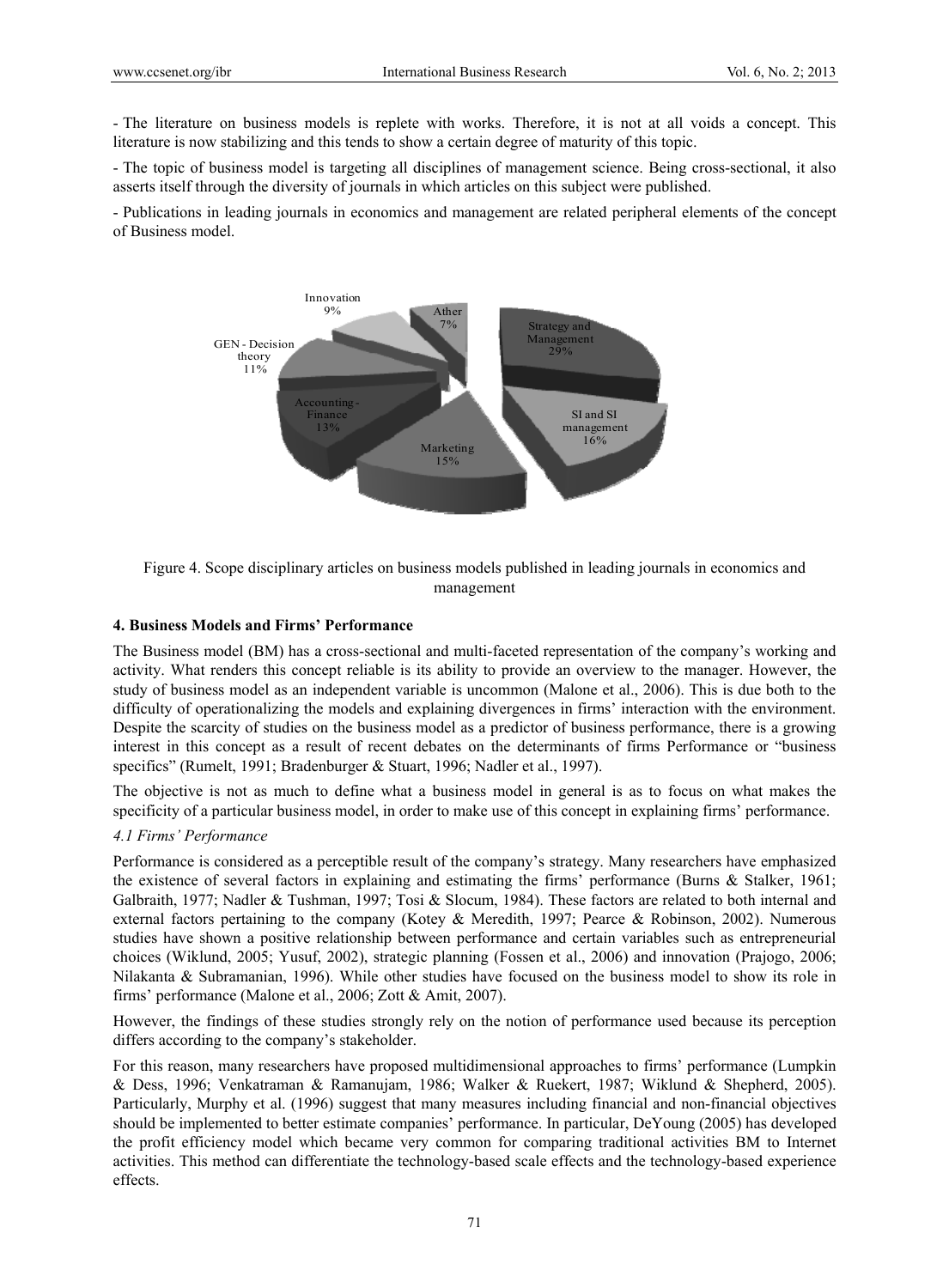- The literature on business models is replete with works. Therefore, it is not at all voids a concept. This literature is now stabilizing and this tends to show a certain degree of maturity of this topic.

- The topic of business model is targeting all disciplines of management science. Being cross-sectional, it also asserts itself through the diversity of journals in which articles on this subject were published.

- Publications in leading journals in economics and management are related peripheral elements of the concept of Business model.

Figure 4. Scope disciplinary articles on business models published in leading journals in economics and management

## 4. Business Models and Firms' Performance

The Business model (BM) has a cross-sectional and multi-faceted representation of the company's working and activity. What renders this concept reliable is its ability to provide an overview to the manager. However, the study of business model as an independent variable is uncommon (Malone et al., 2006). This is due both to the difficulty of operationalizing the models and explaining divergences in firms' interaction with the environment. Despite the scarcity of studies on the business model as a predictor of business performance, there is a growing interest in this concept as a result of recent debates on the determinants of firms Performance or "business specifics" (Rumelt, 1991; Bradenburger & Stuart, 1996; Nadler et al., 1997).

The objective is not as much to define what a business model in general is as to focus on what makes the specificity of a particular business model, in order to make use of this concept in explaining firms' performance.

### *4.1 Firms' Performance*

Performance is considered as a perceptible result of the company's strategy. Many researchers have emphasized the existence of several factors in explaining and estimating the firms' performance (Burns & Stalker, 1961; Galbraith, 1977; Nadler & Tushman, 1997; Tosi & Slocum, 1984). These factors are related to both internal and external factors pertaining to the company (Kotey & Meredith, 1997; Pearce & Robinson, 2002). Numerous studies have shown a positive relationship between performance and certain variables such as entrepreneurial choices (Wiklund, 2005; Yusuf, 2002), strategic planning (Fossen et al., 2006) and innovation (Prajogo, 2006; Nilakanta & Subramanian, 1996). While other studies have focused on the business model to show its role in firms' performance (Malone et al., 2006; Zott & Amit, 2007).

However, the findings of these studies strongly rely on the notion of performance used because its perception differs according to the company's stakeholder.

For this reason, many researchers have proposed multidimensional approaches to firms' performance (Lumpkin & Dess, 1996; Venkatraman & Ramanujam, 1986; Walker & Ruekert, 1987; Wiklund & Shepherd, 2005). Particularly, Murphy et al. (1996) suggest that many measures including financial and non-financial objectives should be implemented to better estimate companies' performance. In particular, DeYoung (2005) has developed the profit efficiency model which became very common for comparing traditional activities BM to Internet activities. This method can differentiate the technology-based scale effects and the technology-based experience effects.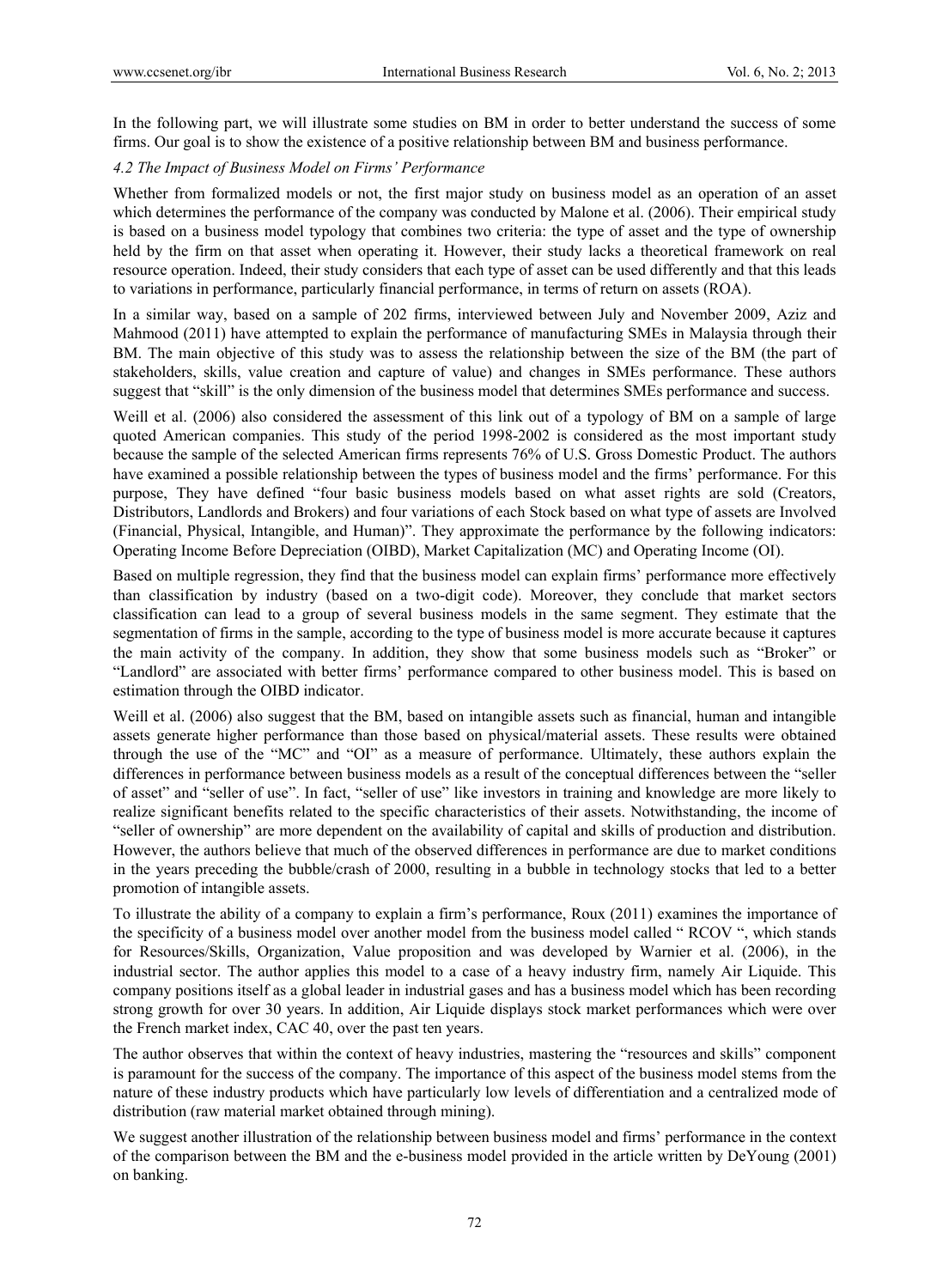In the following part, we will illustrate some studies on BM in order to better understand the success of some firms. Our goal is to show the existence of a positive relationship between BM and business performance.

### *4.2 The Impact of Business Model on Firms' Performance*

Whether from formalized models or not, the first major study on business model as an operation of an asset which determines the performance of the company was conducted by Malone et al. (2006). Their empirical study is based on a business model typology that combines two criteria: the type of asset and the type of ownership held by the firm on that asset when operating it. However, their study lacks a theoretical framework on real resource operation. Indeed, their study considers that each type of asset can be used differently and that this leads to variations in performance, particularly financial performance, in terms of return on assets (ROA).

In a similar way, based on a sample of 202 firms, interviewed between July and November 2009, Aziz and Mahmood (2011) have attempted to explain the performance of manufacturing SMEs in Malaysia through their BM. The main objective of this study was to assess the relationship between the size of the BM (the part of stakeholders, skills, value creation and capture of value) and changes in SMEs performance. These authors suggest that "skill" is the only dimension of the business model that determines SMEs performance and success.

Weill et al. (2006) also considered the assessment of this link out of a typology of BM on a sample of large quoted American companies. This study of the period 1998-2002 is considered as the most important study because the sample of the selected American firms represents 76% of U.S. Gross Domestic Product. The authors have examined a possible relationship between the types of business model and the firms' performance. For this purpose, They have defined "four basic business models based on what asset rights are sold (Creators, Distributors, Landlords and Brokers) and four variations of each Stock based on what type of assets are Involved (Financial, Physical, Intangible, and Human)". They approximate the performance by the following indicators: Operating Income Before Depreciation (OIBD), Market Capitalization (MC) and Operating Income (OI).

Based on multiple regression, they find that the business model can explain firms' performance more effectively than classification by industry (based on a two-digit code). Moreover, they conclude that market sectors classification can lead to a group of several business models in the same segment. They estimate that the segmentation of firms in the sample, according to the type of business model is more accurate because it captures the main activity of the company. In addition, they show that some business models such as "Broker" or "Landlord" are associated with better firms' performance compared to other business model. This is based on estimation through the OIBD indicator.

Weill et al. (2006) also suggest that the BM, based on intangible assets such as financial, human and intangible assets generate higher performance than those based on physical/material assets. These results were obtained through the use of the "MC" and "OI" as a measure of performance. Ultimately, these authors explain the differences in performance between business models as a result of the conceptual differences between the "seller of asset" and "seller of use". In fact, "seller of use" like investors in training and knowledge are more likely to realize significant benefits related to the specific characteristics of their assets. Notwithstanding, the income of "seller of ownership" are more dependent on the availability of capital and skills of production and distribution. However, the authors believe that much of the observed differences in performance are due to market conditions in the years preceding the bubble/crash of 2000, resulting in a bubble in technology stocks that led to a better promotion of intangible assets.

To illustrate the ability of a company to explain a firm's performance, Roux (2011) examines the importance of the specificity of a business model over another model from the business model called " RCOV ", which stands for Resources/Skills, Organization, Value proposition and was developed by Warnier et al. (2006), in the industrial sector. The author applies this model to a case of a heavy industry firm, namely Air Liquide. This company positions itself as a global leader in industrial gases and has a business model which has been recording strong growth for over 30 years. In addition, Air Liquide displays stock market performances which were over the French market index, CAC 40, over the past ten years.

The author observes that within the context of heavy industries, mastering the "resources and skills" component is paramount for the success of the company. The importance of this aspect of the business model stems from the nature of these industry products which have particularly low levels of differentiation and a centralized mode of distribution (raw material market obtained through mining).

We suggest another illustration of the relationship between business model and firms' performance in the context of the comparison between the BM and the e-business model provided in the article written by DeYoung (2001) on banking.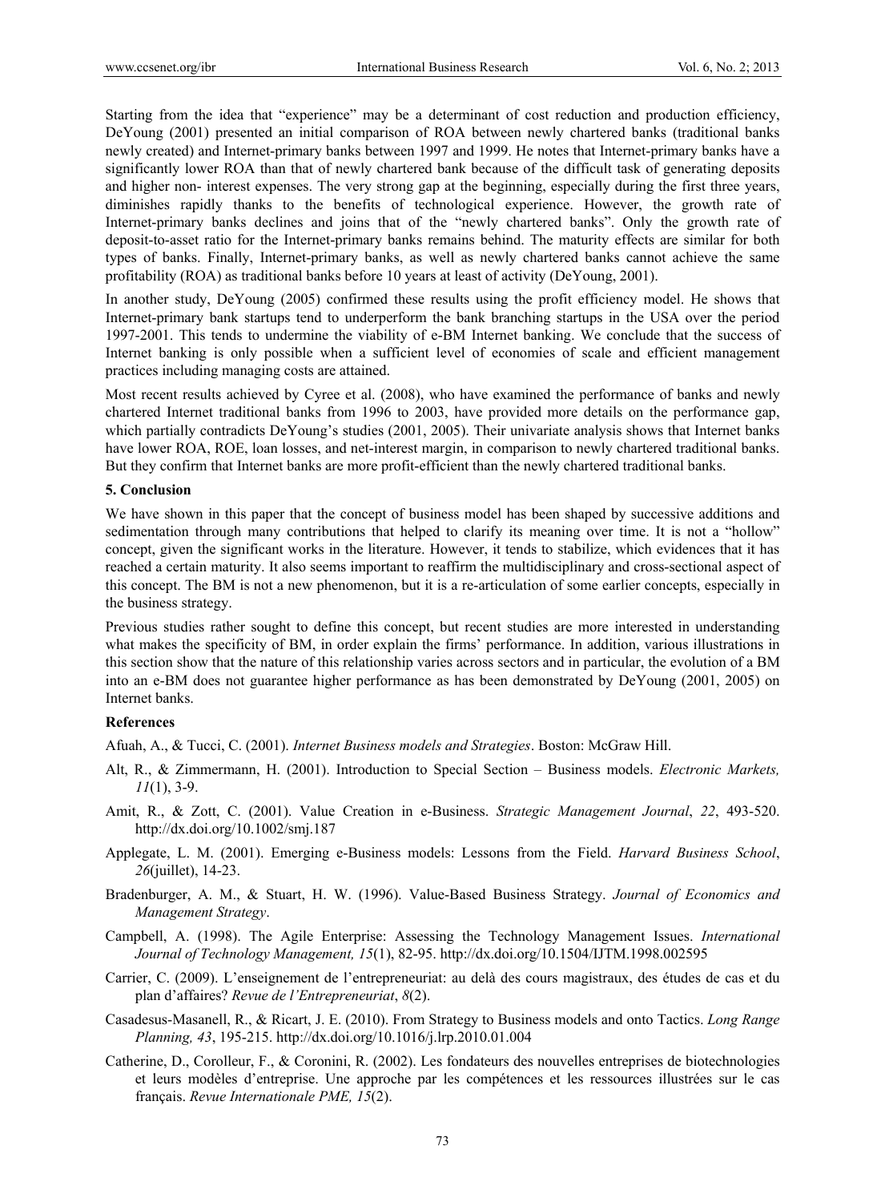Starting from the idea that "experience" may be a determinant of cost reduction and production efficiency, DeYoung (2001) presented an initial comparison of ROA between newly chartered banks (traditional banks newly created) and Internet-primary banks between 1997 and 1999. He notes that Internet-primary banks have a significantly lower ROA than that of newly chartered bank because of the difficult task of generating deposits and higher non- interest expenses. The very strong gap at the beginning, especially during the first three years, diminishes rapidly thanks to the benefits of technological experience. However, the growth rate of Internet-primary banks declines and joins that of the "newly chartered banks". Only the growth rate of deposit-to-asset ratio for the Internet-primary banks remains behind. The maturity effects are similar for both types of banks. Finally, Internet-primary banks, as well as newly chartered banks cannot achieve the same profitability (ROA) as traditional banks before 10 years at least of activity (DeYoung, 2001).

In another study, DeYoung (2005) confirmed these results using the profit efficiency model. He shows that Internet-primary bank startups tend to underperform the bank branching startups in the USA over the period 1997-2001. This tends to undermine the viability of e-BM Internet banking. We conclude that the success of Internet banking is only possible when a sufficient level of economies of scale and efficient management practices including managing costs are attained.

Most recent results achieved by Cyree et al. (2008), who have examined the performance of banks and newly chartered Internet traditional banks from 1996 to 2003, have provided more details on the performance gap, which partially contradicts DeYoung's studies (2001, 2005). Their univariate analysis shows that Internet banks have lower ROA, ROE, loan losses, and net-interest margin, in comparison to newly chartered traditional banks. But they confirm that Internet banks are more profit-efficient than the newly chartered traditional banks.

## 5. Conclusion

We have shown in this paper that the concept of business model has been shaped by successive additions and sedimentation through many contributions that helped to clarify its meaning over time. It is not a "hollow" concept, given the significant works in the literature. However, it tends to stabilize, which evidences that it has reached a certain maturity. It also seems important to reaffirm the multidisciplinary and cross-sectional aspect of this concept. The BM is not a new phenomenon, but it is a re-articulation of some earlier concepts, especially in the business strategy.

Previous studies rather sought to define this concept, but recent studies are more interested in understanding what makes the specificity of BM, in order explain the firms' performance. In addition, various illustrations in this section show that the nature of this relationship varies across sectors and in particular, the evolution of a BM into an e-BM does not guarantee higher performance as has been demonstrated by DeYoung (2001, 2005) on Internet banks.

## References

Afuah, A., & Tucci, C. (2001). *Internet Business models and Strategies*. Boston: McGraw Hill.

Alt, R., & Zimmermann, H. (2001). Introduction to Special Section – Business models. *Electronic Markets, 11*(1), 3-9.

Amit, R., & Zott, C. (2001). Value Creation in e-Business. *Strategic Management Journal*, *22*, 493-520. http://dx.doi.org/10.1002/smj.187

Applegate, L. M. (2001). Emerging e-Business models: Lessons from the Field. *Harvard Business School*, *26*(juillet), 14-23.

Bradenburger, A. M., & Stuart, H. W. (1996). Value-Based Business Strategy. *Journal of Economics and Management Strategy*.

Campbell, A. (1998). The Agile Enterprise: Assessing the Technology Management Issues. *International Journal of Technology Management, 15*(1), 82-95. http://dx.doi.org/10.1504/IJTM.1998.002595

Carrier, C. (2009). L'enseignement de l'entrepreneuriat: au delà des cours magistraux, des études de cas et du plan d'affaires? *Revue de l'Entrepreneuriat*, *8*(2).

Casadesus-Masanell, R., & Ricart, J. E. (2010). From Strategy to Business models and onto Tactics. *Long Range Planning, 43*, 195-215. http://dx.doi.org/10.1016/j.lrp.2010.01.004

Catherine, D., Corolleur, F., & Coronini, R. (2002). Les fondateurs des nouvelles entreprises de biotechnologies et leurs modèles d'entreprise. Une approche par les compétences et les ressources illustrées sur le cas français. *Revue Internationale PME, 15*(2).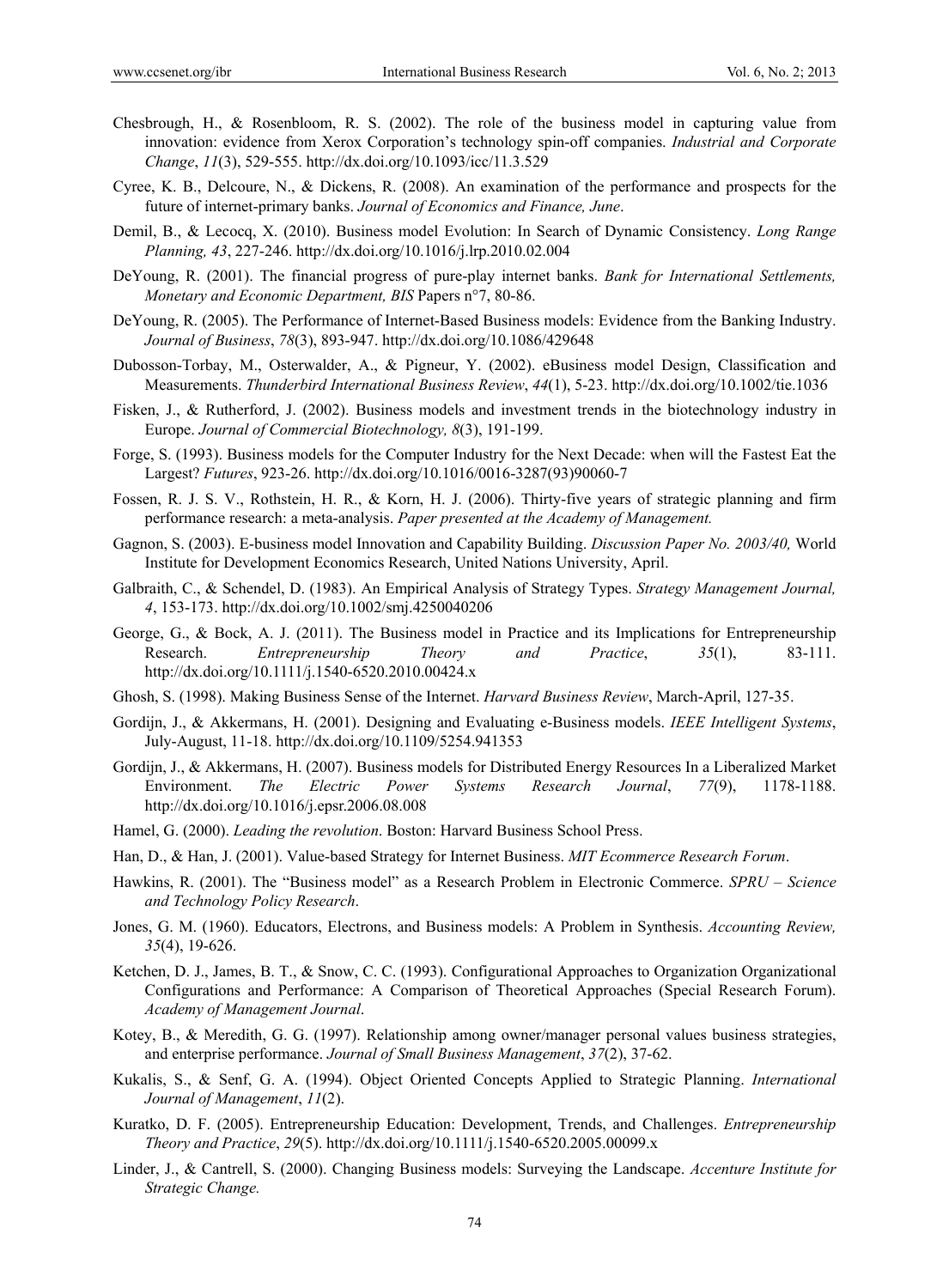Chesbrough, H., & Rosenbloom, R. S. (2002). The role of the business model in capturing value from innovation: evidence from Xerox Corporation's technology spin-off companies. *Industrial and Corporate Change*, *11*(3), 529-555. http://dx.doi.org/10.1093/icc/11.3.529

Cyree, K. B., Delcoure, N., & Dickens, R. (2008). An examination of the performance and prospects for the future of internet-primary banks. *Journal of Economics and Finance, June*.

Demil, B., & Lecocq, X. (2010). Business model Evolution: In Search of Dynamic Consistency. *Long Range Planning, 43*, 227-246. http://dx.doi.org/10.1016/j.lrp.2010.02.004

DeYoung, R. (2001). The financial progress of pure-play internet banks. *Bank for International Settlements, Monetary and Economic Department, BIS* Papers n°7, 80-86.

DeYoung, R. (2005). The Performance of Internet-Based Business models: Evidence from the Banking Industry. *Journal of Business*, *78*(3), 893-947. http://dx.doi.org/10.1086/429648

Dubosson-Torbay, M., Osterwalder, A., & Pigneur, Y. (2002). eBusiness model Design, Classification and Measurements. *Thunderbird International Business Review*, *44*(1), 5-23. http://dx.doi.org/10.1002/tie.1036

Fisken, J., & Rutherford, J. (2002). Business models and investment trends in the biotechnology industry in Europe. *Journal of Commercial Biotechnology, 8*(3), 191-199.

Forge, S. (1993). Business models for the Computer Industry for the Next Decade: when will the Fastest Eat the Largest? *Futures*, 923-26. http://dx.doi.org/10.1016/0016-3287(93)90060-7

Fossen, R. J. S. V., Rothstein, H. R., & Korn, H. J. (2006). Thirty-five years of strategic planning and firm performance research: a meta-analysis. *Paper presented at the Academy of Management.*

Gagnon, S. (2003). E-business model Innovation and Capability Building. *Discussion Paper No. 2003/40,* World Institute for Development Economics Research, United Nations University, April.

Galbraith, C., & Schendel, D. (1983). An Empirical Analysis of Strategy Types. *Strategy Management Journal, 4*, 153-173. http://dx.doi.org/10.1002/smj.4250040206

George, G., & Bock, A. J. (2011). The Business model in Practice and its Implications for Entrepreneurship Research. *Entrepreneurship Theory and Practice*, *35*(1), 83-111. http://dx.doi.org/10.1111/j.1540-6520.2010.00424.x

Ghosh, S. (1998). Making Business Sense of the Internet. *Harvard Business Review*, March-April, 127-35.

Gordijn, J., & Akkermans, H. (2001). Designing and Evaluating e-Business models. *IEEE Intelligent Systems*, July-August, 11-18. http://dx.doi.org/10.1109/5254.941353

Gordijn, J., & Akkermans, H. (2007). Business models for Distributed Energy Resources In a Liberalized Market Environment. *The Electric Power Systems Research Journal*, *77*(9), 1178-1188. http://dx.doi.org/10.1016/j.epsr.2006.08.008

Hamel, G. (2000). *Leading the revolution*. Boston: Harvard Business School Press.

Han, D., & Han, J. (2001). Value-based Strategy for Internet Business. *MIT Ecommerce Research Forum*.

Hawkins, R. (2001). The "Business model" as a Research Problem in Electronic Commerce. *SPRU – Science and Technology Policy Research*.

Jones, G. M. (1960). Educators, Electrons, and Business models: A Problem in Synthesis. *Accounting Review, 35*(4), 19-626.

Ketchen, D. J., James, B. T., & Snow, C. C. (1993). Configurational Approaches to Organization Organizational Configurations and Performance: A Comparison of Theoretical Approaches (Special Research Forum). *Academy of Management Journal*.

Kotey, B., & Meredith, G. G. (1997). Relationship among owner/manager personal values business strategies, and enterprise performance. *Journal of Small Business Management*, *37*(2), 37-62.

Kukalis, S., & Senf, G. A. (1994). Object Oriented Concepts Applied to Strategic Planning. *International Journal of Management*, *11*(2).

Kuratko, D. F. (2005). Entrepreneurship Education: Development, Trends, and Challenges. *Entrepreneurship Theory and Practice*, *29*(5). http://dx.doi.org/10.1111/j.1540-6520.2005.00099.x

Linder, J., & Cantrell, S. (2000). Changing Business models: Surveying the Landscape. *Accenture Institute for Strategic Change.*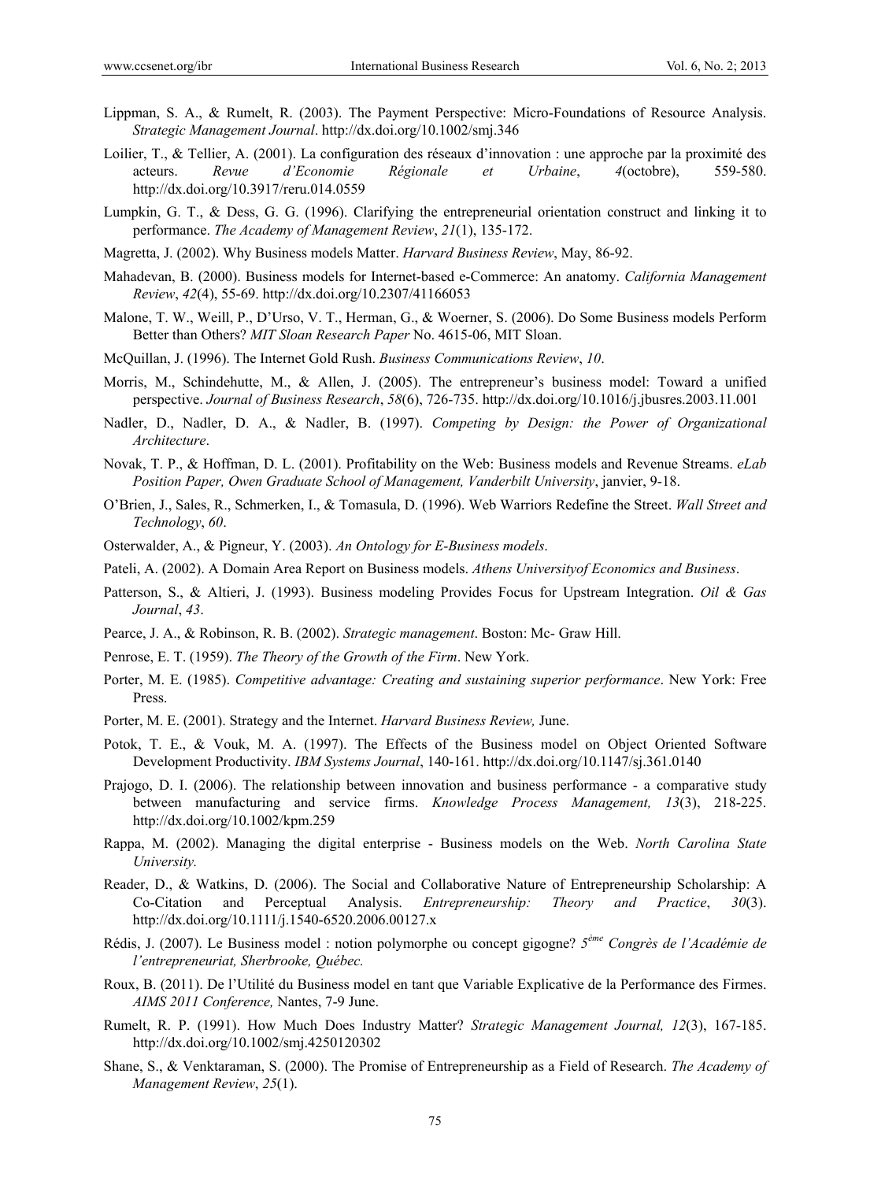Lippman, S. A., & Rumelt, R. (2003). The Payment Perspective: Micro-Foundations of Resource Analysis. *Strategic Management Journal*. http://dx.doi.org/10.1002/smj.346

Loilier, T., & Tellier, A. (2001). La configuration des réseaux d'innovation : une approche par la proximité des acteurs. *Revue d'Economie Régionale et Urbaine*, *4*(octobre), 559-580. http://dx.doi.org/10.3917/reru.014.0559

Lumpkin, G. T., & Dess, G. G. (1996). Clarifying the entrepreneurial orientation construct and linking it to performance. *The Academy of Management Review*, *21*(1), 135-172.

Magretta, J. (2002). Why Business models Matter. *Harvard Business Review*, May, 86-92.

Mahadevan, B. (2000). Business models for Internet-based e-Commerce: An anatomy. *California Management Review*, *42*(4), 55-69. http://dx.doi.org/10.2307/41166053

Malone, T. W., Weill, P., D'Urso, V. T., Herman, G., & Woerner, S. (2006). Do Some Business models Perform Better than Others? *MIT Sloan Research Paper* No. 4615-06, MIT Sloan.

McQuillan, J. (1996). The Internet Gold Rush. *Business Communications Review*, *10*.

Morris, M., Schindehutte, M., & Allen, J. (2005). The entrepreneur's business model: Toward a unified perspective. *Journal of Business Research*, *58*(6), 726-735. http://dx.doi.org/10.1016/j.jbusres.2003.11.001

Nadler, D., Nadler, D. A., & Nadler, B. (1997). *Competing by Design: the Power of Organizational Architecture*.

Novak, T. P., & Hoffman, D. L. (2001). Profitability on the Web: Business models and Revenue Streams. *eLab Position Paper, Owen Graduate School of Management, Vanderbilt University*, janvier, 9-18.

O'Brien, J., Sales, R., Schmerken, I., & Tomasula, D. (1996). Web Warriors Redefine the Street. *Wall Street and Technology*, *60*.

Osterwalder, A., & Pigneur, Y. (2003). *An Ontology for E-Business models*.

Pateli, A. (2002). A Domain Area Report on Business models. *Athens Universityof Economics and Business*.

Patterson, S., & Altieri, J. (1993). Business modeling Provides Focus for Upstream Integration. *Oil & Gas Journal*, *43*.

Pearce, J. A., & Robinson, R. B. (2002). *Strategic management*. Boston: Mc- Graw Hill.

Penrose, E. T. (1959). *The Theory of the Growth of the Firm*. New York.

Porter, M. E. (1985). *Competitive advantage: Creating and sustaining superior performance*. New York: Free Press.

Porter, M. E. (2001). Strategy and the Internet. *Harvard Business Review,* June.

Potok, T. E., & Vouk, M. A. (1997). The Effects of the Business model on Object Oriented Software Development Productivity. *IBM Systems Journal*, 140-161. http://dx.doi.org/10.1147/sj.361.0140

Prajogo, D. I. (2006). The relationship between innovation and business performance - a comparative study between manufacturing and service firms. *Knowledge Process Management, 13*(3), 218-225. http://dx.doi.org/10.1002/kpm.259

Rappa, M. (2002). Managing the digital enterprise - Business models on the Web. *North Carolina State University.*

Reader, D., & Watkins, D. (2006). The Social and Collaborative Nature of Entrepreneurship Scholarship: A Co-Citation and Perceptual Analysis. *Entrepreneurship: Theory and Practice*, *30*(3). http://dx.doi.org/10.1111/j.1540-6520.2006.00127.x

Rédis, J. (2007). Le Business model : notion polymorphe ou concept gigogne? *5ème Congrès de l'Académie de l'entrepreneuriat, Sherbrooke, Québec.*

Roux, B. (2011). De l'Utilité du Business model en tant que Variable Explicative de la Performance des Firmes. *AIMS 2011 Conference,* Nantes, 7-9 June.

Rumelt, R. P. (1991). How Much Does Industry Matter? *Strategic Management Journal, 12*(3), 167-185. http://dx.doi.org/10.1002/smj.4250120302

Shane, S., & Venktaraman, S. (2000). The Promise of Entrepreneurship as a Field of Research. *The Academy of Management Review*, *25*(1).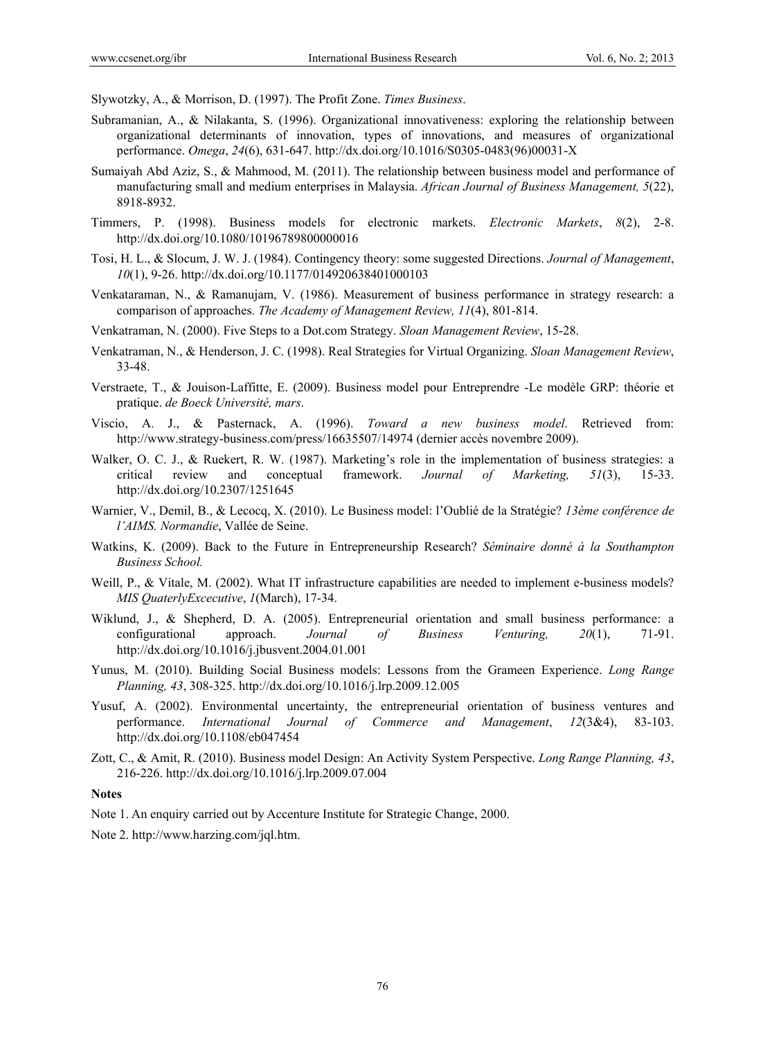Slywotzky, A., & Morrison, D. (1997). The Profit Zone. *Times Business*.

Subramanian, A., & Nilakanta, S. (1996). Organizational innovativeness: exploring the relationship between organizational determinants of innovation, types of innovations, and measures of organizational performance. *Omega*, *24*(6), 631-647. http://dx.doi.org/10.1016/S0305-0483(96)00031-X

Sumaiyah Abd Aziz, S., & Mahmood, M. (2011). The relationship between business model and performance of manufacturing small and medium enterprises in Malaysia. *African Journal of Business Management, 5*(22), 8918-8932.

Timmers, P. (1998). Business models for electronic markets. *Electronic Markets*, *8*(2), 2-8. http://dx.doi.org/10.1080/10196789800000016

Tosi, H. L., & Slocum, J. W. J. (1984). Contingency theory: some suggested Directions. *Journal of Management*, *10*(1), 9-26. http://dx.doi.org/10.1177/014920638401000103

Venkataraman, N., & Ramanujam, V. (1986). Measurement of business performance in strategy research: a comparison of approaches. *The Academy of Management Review, 11*(4), 801-814.

Venkatraman, N. (2000). Five Steps to a Dot.com Strategy. *Sloan Management Review*, 15-28.

Venkatraman, N., & Henderson, J. C. (1998). Real Strategies for Virtual Organizing. *Sloan Management Review*, 33-48.

Verstraete, T., & Jouison-Laffitte, E. (2009). Business model pour Entreprendre -Le modèle GRP: théorie et pratique. *de Boeck Université, mars*.

Viscio, A. J., & Pasternack, A. (1996). *Toward a new business model*. Retrieved from: http://www.strategy-business.com/press/16635507/14974 (dernier accès novembre 2009).

Walker, O. C. J., & Ruekert, R. W. (1987). Marketing's role in the implementation of business strategies: a critical review and conceptual framework. *Journal of Marketing, 51*(3), 15-33. http://dx.doi.org/10.2307/1251645

Warnier, V., Demil, B., & Lecocq, X. (2010). Le Business model: l'Oublié de la Stratégie? *13ème conférence de l'AIMS. Normandie*, Vallée de Seine.

Watkins, K. (2009). Back to the Future in Entrepreneurship Research? *Séminaire donné à la Southampton Business School.*

Weill, P., & Vitale, M. (2002). What IT infrastructure capabilities are needed to implement e-business models? *MIS QuaterlyExcecutive*, *1*(March), 17-34.

Wiklund, J., & Shepherd, D. A. (2005). Entrepreneurial orientation and small business performance: a configurational approach. *Journal of Business Venturing, 20*(1), 71-91. http://dx.doi.org/10.1016/j.jbusvent.2004.01.001

Yunus, M. (2010). Building Social Business models: Lessons from the Grameen Experience. *Long Range Planning, 43*, 308-325. http://dx.doi.org/10.1016/j.lrp.2009.12.005

Yusuf, A. (2002). Environmental uncertainty, the entrepreneurial orientation of business ventures and performance. *International Journal of Commerce and Management*, *12*(3&4), 83-103. http://dx.doi.org/10.1108/eb047454

Zott, C., & Amit, R. (2010). Business model Design: An Activity System Perspective. *Long Range Planning, 43*, 216-226. http://dx.doi.org/10.1016/j.lrp.2009.07.004

**Notes**

Note 1. An enquiry carried out by Accenture Institute for Strategic Change, 2000.

Note 2. http://www.harzing.com/jql.htm.